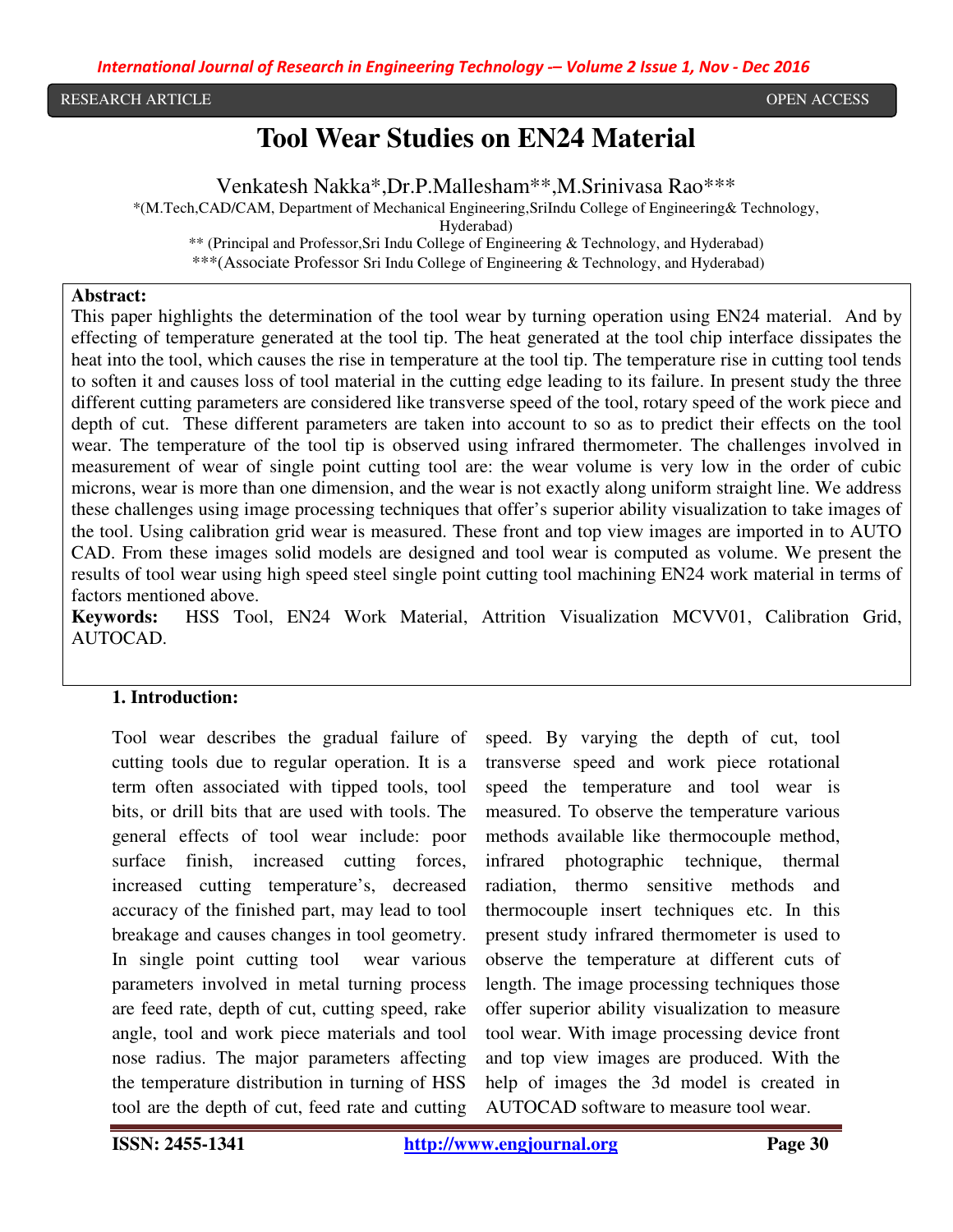RESEARCH ARTICLE OPEN ACCESS

# Tool Wear Studies on EN24 Material

Venkatesh Nakka*,Dr.P.Mallesham**,M.Srinivasa Rao***

*(M.Tech,CAD/CAM, Department of Mechanical Engineering,SriIndu College of Engineering& Technology, Hyderabad)

** (Principal and Professor,Sri Indu College of Engineering & Technology, and Hyderabad)

***(Associate Professor Sri Indu College of Engineering & Technology, and Hyderabad)

**Abstract:**

This paper highlights the determination of the tool wear by turning operation using EN24 material. And by effecting of temperature generated at the tool tip. The heat generated at the tool chip interface dissipates the heat into the tool, which causes the rise in temperature at the tool tip. The temperature rise in cutting tool tends to soften it and causes loss of tool material in the cutting edge leading to its failure. In present study the three different cutting parameters are considered like transverse speed of the tool, rotary speed of the work piece and depth of cut. These different parameters are taken into account to so as to predict their effects on the tool wear. The temperature of the tool tip is observed using infrared thermometer. The challenges involved in measurement of wear of single point cutting tool are: the wear volume is very low in the order of cubic microns, wear is more than one dimension, and the wear is not exactly along uniform straight line. We address these challenges using image processing techniques that offer's superior ability visualization to take images of the tool. Using calibration grid wear is measured. These front and top view images are imported in to AUTO CAD. From these images solid models are designed and tool wear is computed as volume. We present the results of tool wear using high speed steel single point cutting tool machining EN24 work material in terms of factors mentioned above.

**Keywords:** HSS Tool, EN24 Work Material, Attrition Visualization MCVV01, Calibration Grid, AUTOCAD.

## 1. Introduction:

Tool wear describes the gradual failure of cutting tools due to regular operation. It is a term often associated with tipped tools, tool bits, or drill bits that are used with tools. The general effects of tool wear include: poor surface finish, increased cutting forces, increased cutting temperature's, decreased accuracy of the finished part, may lead to tool breakage and causes changes in tool geometry. In single point cutting tool wear various parameters involved in metal turning process are feed rate, depth of cut, cutting speed, rake angle, tool and work piece materials and tool nose radius. The major parameters affecting the temperature distribution in turning of HSS tool are the depth of cut, feed rate and cutting speed. By varying the depth of cut, tool transverse speed and work piece rotational speed the temperature and tool wear is measured. To observe the temperature various methods available like thermocouple method, infrared photographic technique, thermal radiation, thermo sensitive methods and thermocouple insert techniques etc. In this present study infrared thermometer is used to observe the temperature at different cuts of length. The image processing techniques those offer superior ability visualization to measure tool wear. With image processing device front and top view images are produced. With the help of images the 3d model is created in AUTOCAD software to measure tool wear.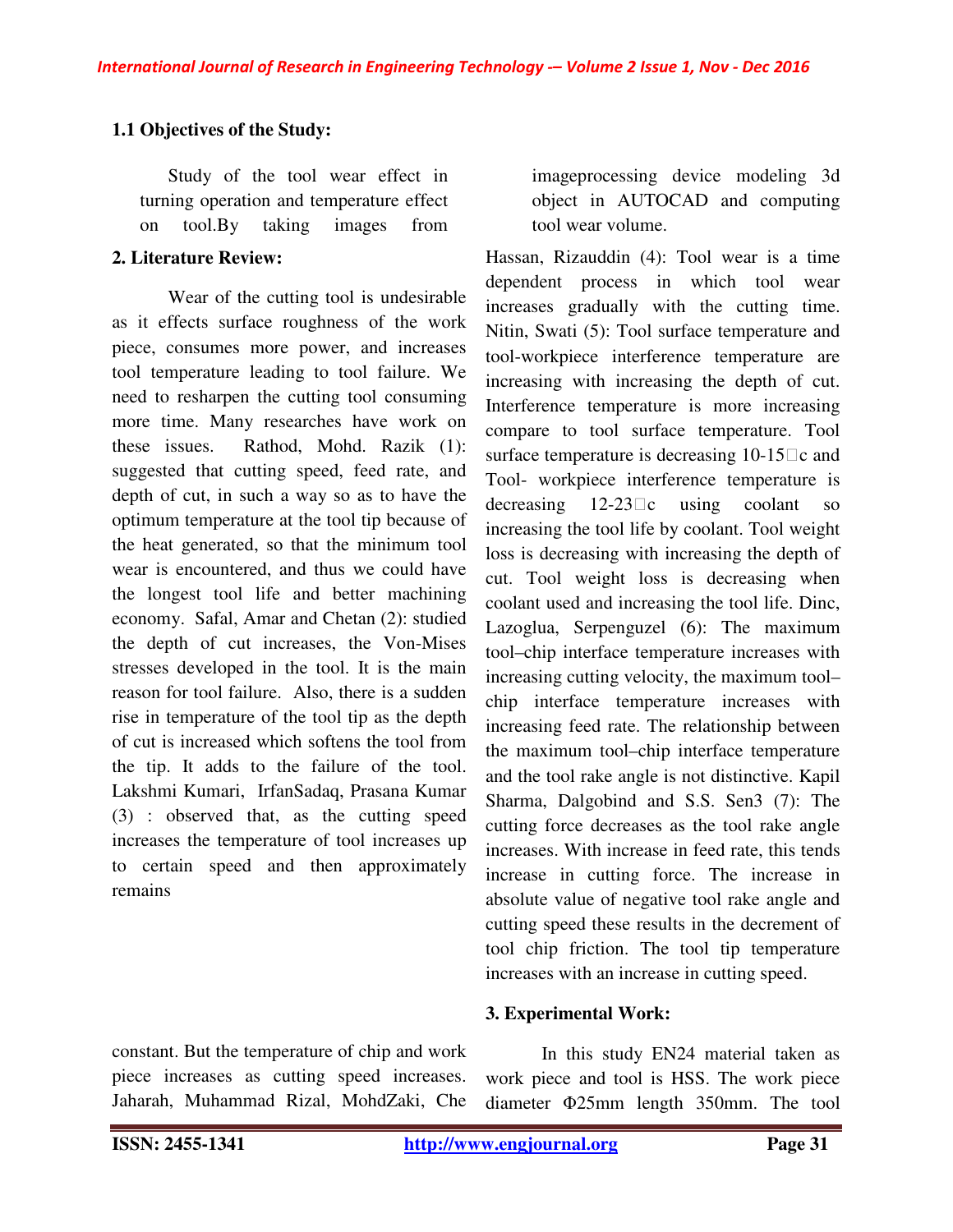### 1.1 Objectives of the Study:

Study of the tool wear effect in turning operation and temperature effect on tool.By taking images from imageprocessing device modeling 3d object in AUTOCAD and computing tool wear volume.

## 2. Literature Review:

Wear of the cutting tool is undesirable as it effects surface roughness of the work piece, consumes more power, and increases tool temperature leading to tool failure. We need to resharpen the cutting tool consuming more time. Many researches have work on these issues. Rathod, Mohd. Razik (1): suggested that cutting speed, feed rate, and depth of cut, in such a way so as to have the optimum temperature at the tool tip because of the heat generated, so that the minimum tool wear is encountered, and thus we could have the longest tool life and better machining economy. Safal, Amar and Chetan (2): studied the depth of cut increases, the Von-Mises stresses developed in the tool. It is the main reason for tool failure. Also, there is a sudden rise in temperature of the tool tip as the depth of cut is increased which softens the tool from the tip. It adds to the failure of the tool. Lakshmi Kumari, IrfanSadaq, Prasana Kumar (3) : observed that, as the cutting speed increases the temperature of tool increases up to certain speed and then approximately remains constant. But the temperature of chip and work piece increases as cutting speed increases. Jaharah, Muhammad Rizal, MohdZaki, Che Hassan, Rizauddin (4): Tool wear is a time dependent process in which tool wear increases gradually with the cutting time. Nitin, Swati (5): Tool surface temperature and tool-workpiece interference temperature are increasing with increasing the depth of cut. Interference temperature is more increasing compare to tool surface temperature. Tool surface temperature is decreasing 10-15□c and Tool- workpiece interference temperature is decreasing 12-23□c using coolant so increasing the tool life by coolant. Tool weight loss is decreasing with increasing the depth of cut. Tool weight loss is decreasing when coolant used and increasing the tool life. Dinc, Lazoglua, Serpenguzel (6): The maximum tool–chip interface temperature increases with increasing cutting velocity, the maximum tool–chip interface temperature increases with increasing feed rate. The relationship between the maximum tool–chip interface temperature and the tool rake angle is not distinctive. Kapil Sharma, Dalgobind and S.S. Sen3 (7): The cutting force decreases as the tool rake angle increases. With increase in feed rate, this tends increase in cutting force. The increase in absolute value of negative tool rake angle and cutting speed these results in the decrement of tool chip friction. The tool tip temperature increases with an increase in cutting speed.

## 3. Experimental Work:

In this study EN24 material taken as work piece and tool is HSS. The work piece diameter Φ25mm length 350mm. The tool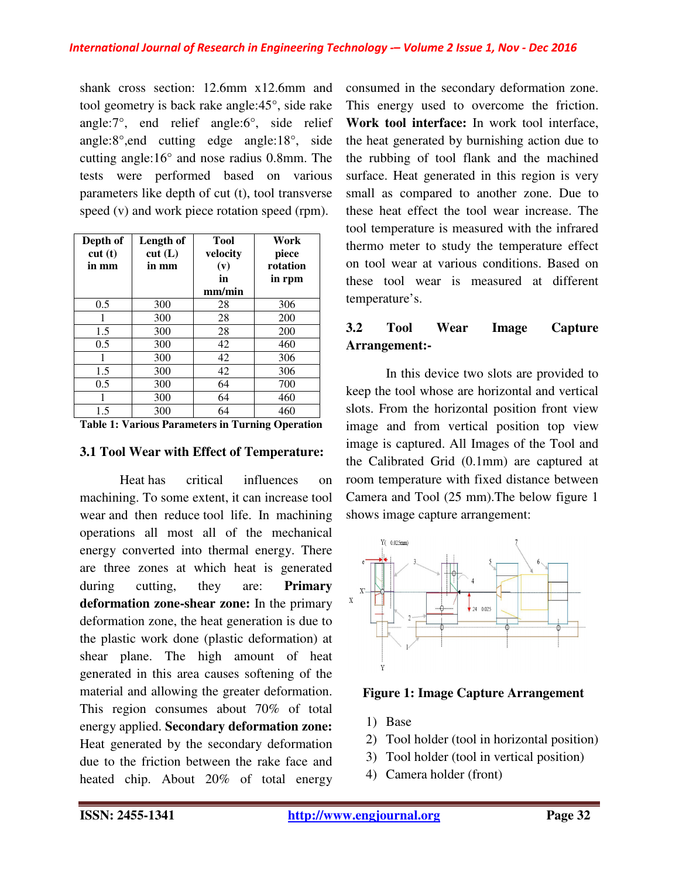shank cross section: 12.6mm x12.6mm and tool geometry is back rake angle:45°, side rake angle:7°, end relief angle:6°, side relief angle:8°,end cutting edge angle:18°, side cutting angle:16° and nose radius 0.8mm. The tests were performed based on various parameters like depth of cut (t), tool transverse speed (v) and work piece rotation speed (rpm).

| Depth of cut (t) in mm | Length of cut (L) in mm | Tool velocity (v) in mm/min | Work piece rotation in rpm |
|---|---|---|---|
| 0.5 | 300 | 28 | 306 |
| 1 | 300 | 28 | 200 |
| 1.5 | 300 | 28 | 200 |
| 0.5 | 300 | 42 | 460 |
| 1 | 300 | 42 | 306 |
| 1.5 | 300 | 42 | 306 |
| 0.5 | 300 | 64 | 700 |
| 1 | 300 | 64 | 460 |
| 1.5 | 300 | 64 | 460 |

**Table 1: Various Parameters in Turning Operation**

### 3.1 Tool Wear with Effect of Temperature:

Heat has critical influences on machining. To some extent, it can increase tool wear and then reduce tool life. In machining operations all most all of the mechanical energy converted into thermal energy. There are three zones at which heat is generated during cutting, they are: **Primary deformation zone-shear zone:** In the primary deformation zone, the heat generation is due to the plastic work done (plastic deformation) at shear plane. The high amount of heat generated in this area causes softening of the material and allowing the greater deformation. This region consumes about 70% of total energy applied. **Secondary deformation zone:** Heat generated by the secondary deformation due to the friction between the rake face and heated chip. About 20% of total energy consumed in the secondary deformation zone. This energy used to overcome the friction. **Work tool interface:** In work tool interface, the heat generated by burnishing action due to the rubbing of tool flank and the machined surface. Heat generated in this region is very small as compared to another zone. Due to these heat effect the tool wear increase. The tool temperature is measured with the infrared thermo meter to study the temperature effect on tool wear at various conditions. Based on these tool wear is measured at different temperature's.

### 3.2 Tool Wear Image Capture Arrangement:-

In this device two slots are provided to keep the tool whose are horizontal and vertical slots. From the horizontal position front view image and from vertical position top view image is captured. All Images of the Tool and the Calibrated Grid (0.1mm) are captured at room temperature with fixed distance between Camera and Tool (25 mm).The below figure 1 shows image capture arrangement:

**Figure 1: Image Capture Arrangement**

1) Base
2) Tool holder (tool in horizontal position)
3) Tool holder (tool in vertical position)
4) Camera holder (front)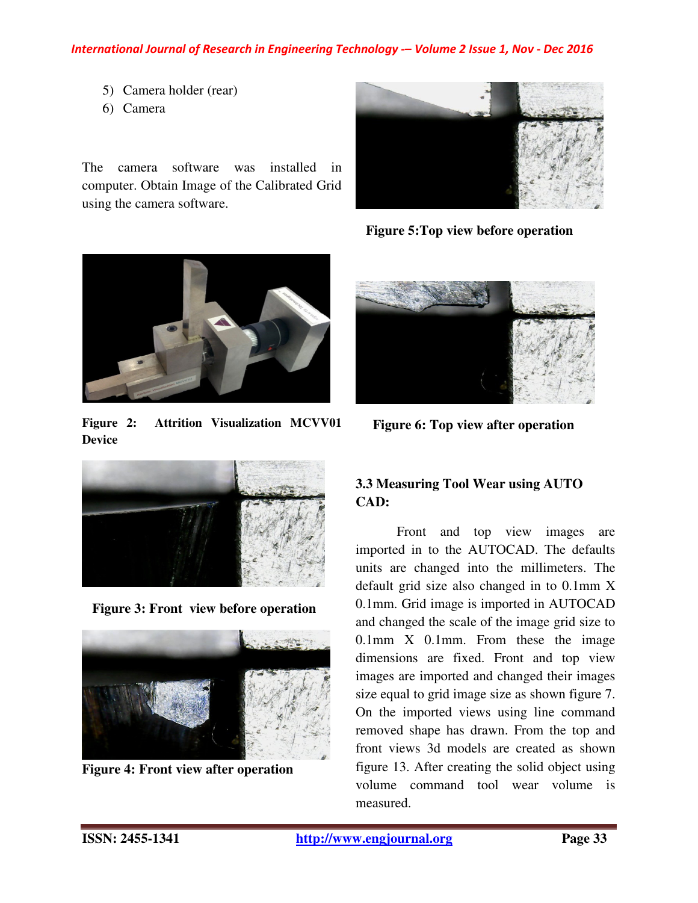5) Camera holder (rear)
6) Camera

The camera software was installed in computer. Obtain Image of the Calibrated Grid using the camera software.

**Figure 2: Attrition Visualization MCVV01 Device**

**Figure 3: Front view before operation**

**Figure 4: Front view after operation**

**Figure 5:Top view before operation**

**Figure 6: Top view after operation**

### 3.3 Measuring Tool Wear using AUTO CAD:

Front and top view images are imported in to the AUTOCAD. The defaults units are changed into the millimeters. The default grid size also changed in to 0.1mm X 0.1mm. Grid image is imported in AUTOCAD and changed the scale of the image grid size to 0.1mm X 0.1mm. From these the image dimensions are fixed. Front and top view images are imported and changed their images size equal to grid image size as shown figure 7. On the imported views using line command removed shape has drawn. From the top and front views 3d models are created as shown figure 13. After creating the solid object using volume command tool wear volume is measured.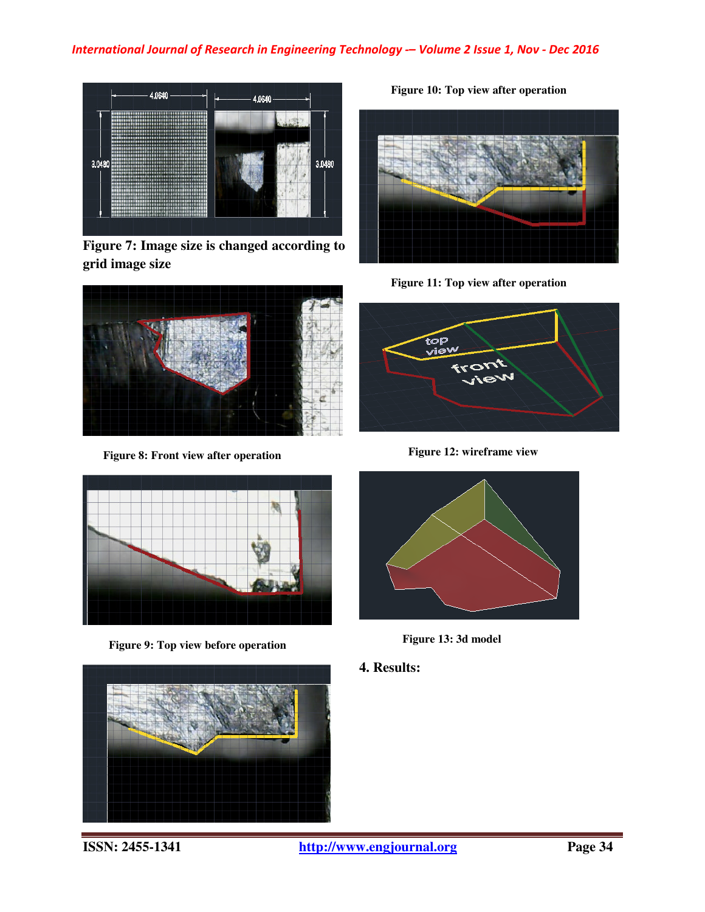Figure 7: Image size is changed according to grid image size

Figure 8: Front view after operation

Figure 9: Top view before operation

Figure 10: Top view after operation

Figure 11: Top view after operation

Figure 12: wireframe view

Figure 13: 3d model

## 4. Results: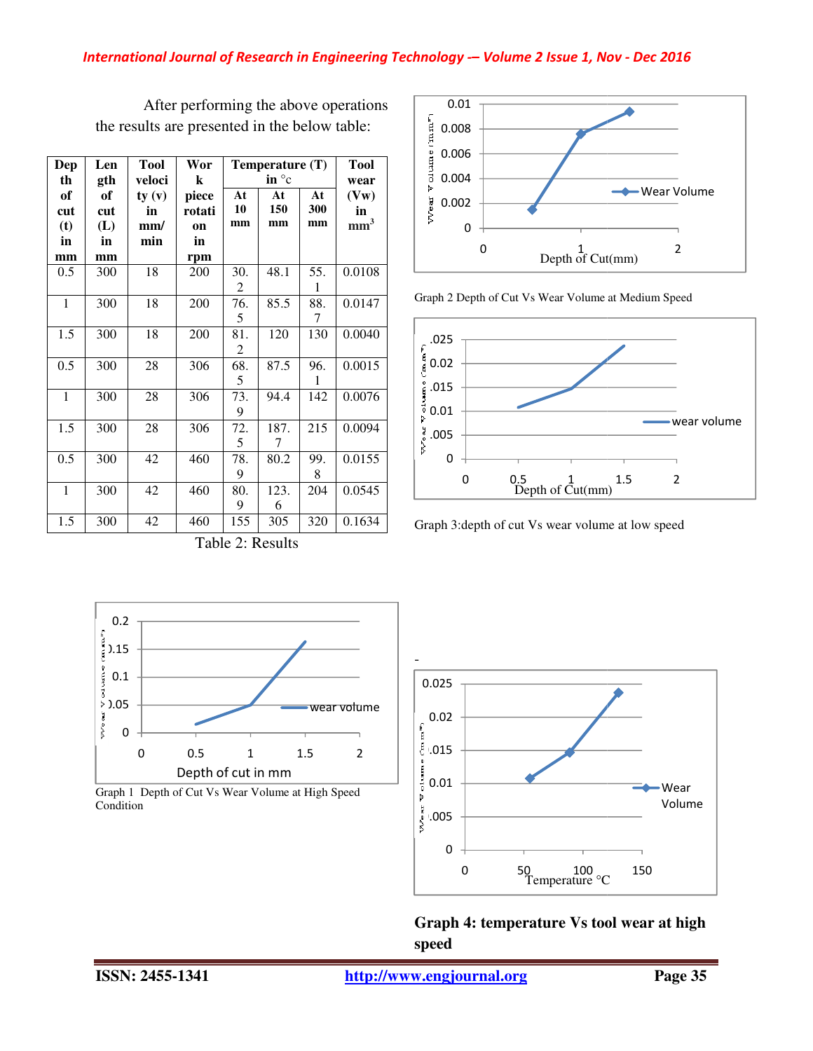After performing the above operations the results are presented in the below table:

| Depth of cut (t) in mm | Length of cut (L) in mm | Tool velocity (v) in mm/min | Work piece rotation in rpm | Temperature (T) in °c | | | Tool wear (Vw) in $mm^3$ |
|---|---|---|---|---|---|---|---|
| | | | | At 10 mm | At 150 mm | At 300 mm | |
| 0.5 | 300 | 18 | 200 | 30.2 | 48.1 | 55.1 | 0.0108 |
| 1 | 300 | 18 | 200 | 76.5 | 85.5 | 88.7 | 0.0147 |
| 1.5 | 300 | 18 | 200 | 81.2 | 120 | 130 | 0.0040 |
| 0.5 | 300 | 28 | 306 | 68.5 | 87.5 | 96.1 | 0.0015 |
| 1 | 300 | 28 | 306 | 73.9 | 94.4 | 142 | 0.0076 |
| 1.5 | 300 | 28 | 306 | 72.5 | 187.7 | 215 | 0.0094 |
| 0.5 | 300 | 42 | 460 | 78.9 | 80.2 | 99.8 | 0.0155 |
| 1 | 300 | 42 | 460 | 80.9 | 123.6 | 204 | 0.0545 |
| 1.5 | 300 | 42 | 460 | 155 | 305 | 320 | 0.1634 |

Table 2: Results

Graph 1 Depth of Cut Vs Wear Volume at High Speed Condition

Graph 2 Depth of Cut Vs Wear Volume at Medium Speed

Graph 3:depth of cut Vs wear volume at low speed

**Graph 4: temperature Vs tool wear at high speed**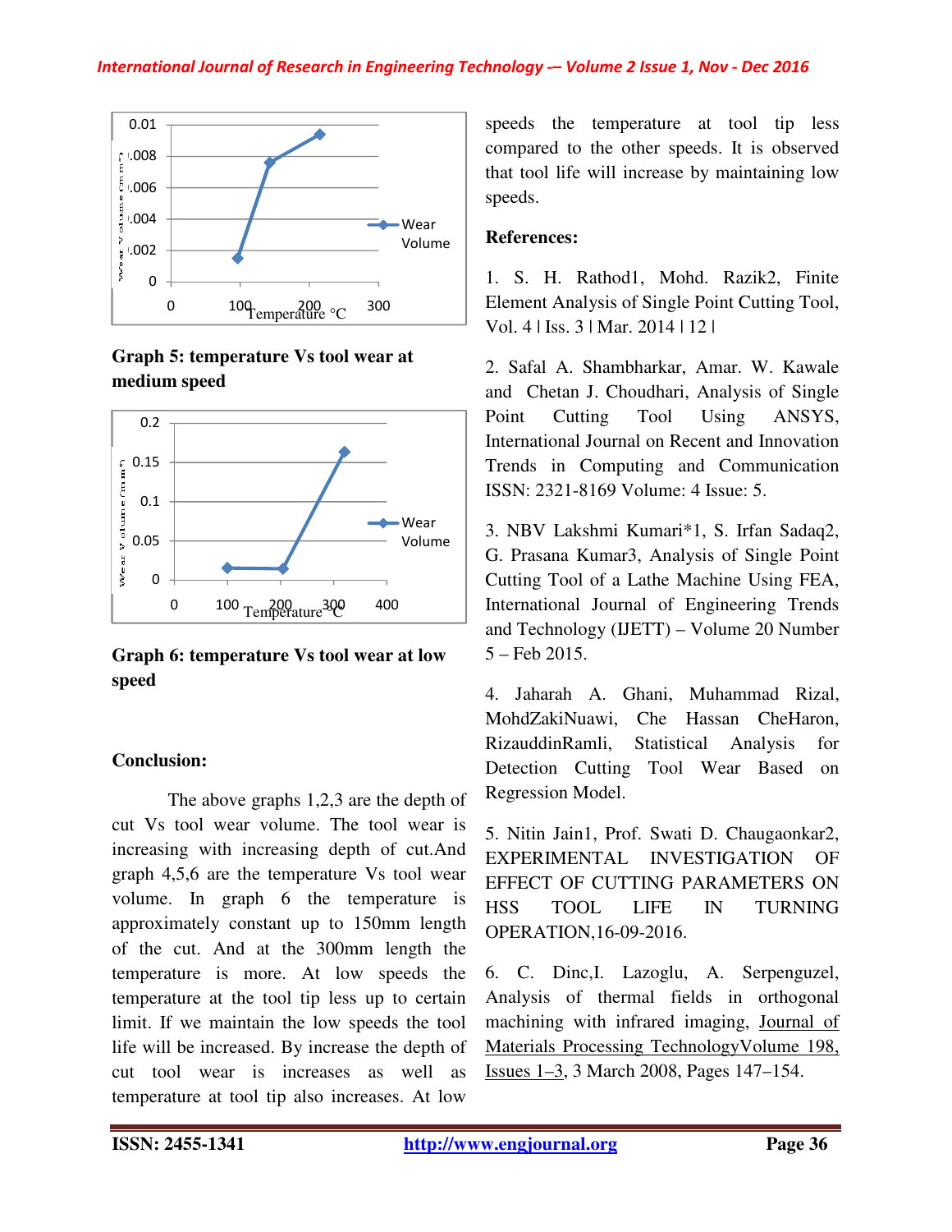**Graph 5: temperature Vs tool wear at medium speed**

**Graph 6: temperature Vs tool wear at low speed**

**Conclusion:**

The above graphs 1,2,3 are the depth of cut Vs tool wear volume. The tool wear is increasing with increasing depth of cut.And graph 4,5,6 are the temperature Vs tool wear volume. In graph 6 the temperature is approximately constant up to 150mm length of the cut. And at the 300mm length the temperature is more. At low speeds the temperature at the tool tip less up to certain limit. If we maintain the low speeds the tool life will be increased. By increase the depth of cut tool wear is increases as well as temperature at tool tip also increases. At low speeds the temperature at tool tip less compared to the other speeds. It is observed that tool life will increase by maintaining low speeds.

**References:**

1. S. H. Rathod1, Mohd. Razik2, Finite Element Analysis of Single Point Cutting Tool, Vol. 4 | Iss. 3 | Mar. 2014 | 12 |

2. Safal A. Shambharkar, Amar. W. Kawale and Chetan J. Choudhari, Analysis of Single Point Cutting Tool Using ANSYS, International Journal on Recent and Innovation Trends in Computing and Communication ISSN: 2321-8169 Volume: 4 Issue: 5.

3. NBV Lakshmi Kumari*1, S. Irfan Sadaq2, G. Prasana Kumar3, Analysis of Single Point Cutting Tool of a Lathe Machine Using FEA, International Journal of Engineering Trends and Technology (IJETT) – Volume 20 Number 5 – Feb 2015.

4. Jaharah A. Ghani, Muhammad Rizal, MohdZakiNuawi, Che Hassan CheHaron, RizauddinRamli, Statistical Analysis for Detection Cutting Tool Wear Based on Regression Model.

5. Nitin Jain1, Prof. Swati D. Chaugaonkar2, EXPERIMENTAL INVESTIGATION OF EFFECT OF CUTTING PARAMETERS ON HSS TOOL LIFE IN TURNING OPERATION,16-09-2016.

6. C. Dinc,I. Lazoglu, A. Serpenguzel, Analysis of thermal fields in orthogonal machining with infrared imaging, Journal of Materials Processing TechnologyVolume 198, Issues 1–3, 3 March 2008, Pages 147–154.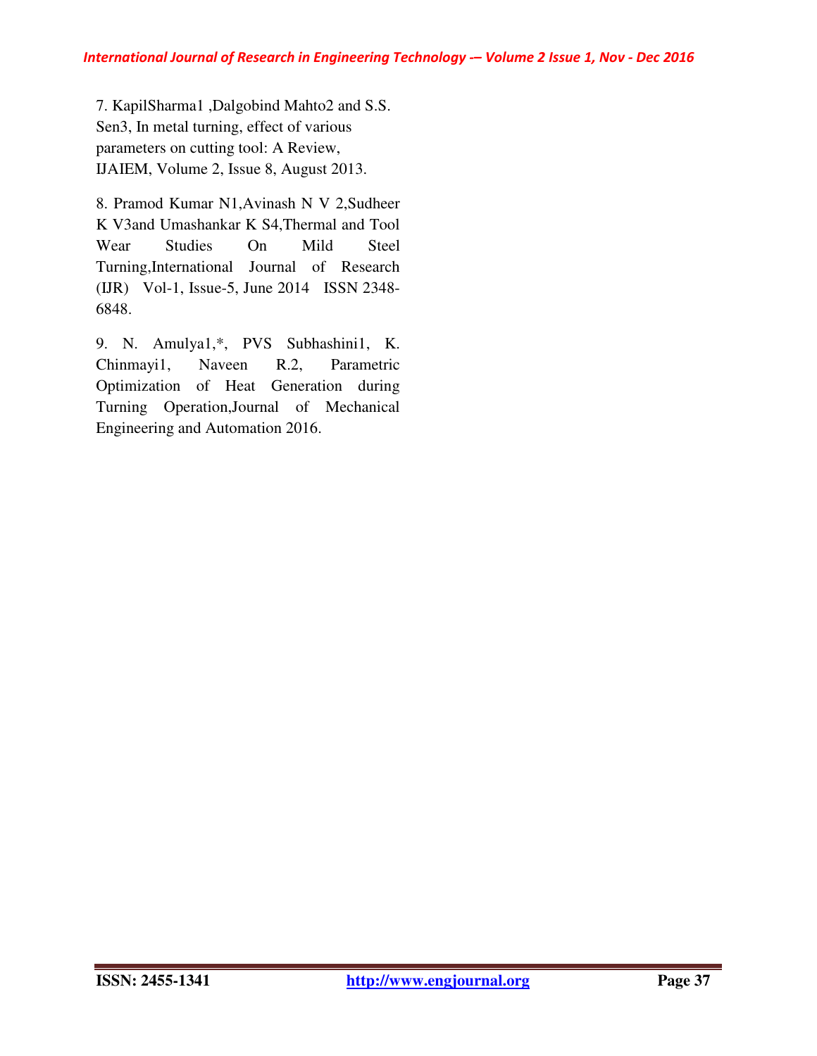7. KapilSharma1 ,Dalgobind Mahto2 and S.S. Sen3, In metal turning, effect of various parameters on cutting tool: A Review, IJAIEM, Volume 2, Issue 8, August 2013.

8. Pramod Kumar N1,Avinash N V 2,Sudheer K V3and Umashankar K S4,Thermal and Tool Wear Studies On Mild Steel Turning,International Journal of Research (IJR) Vol-1, Issue-5, June 2014 ISSN 2348-6848.

9. N. Amulya1,*, PVS Subhashini1, K. Chinmayi1, Naveen R.2, Parametric Optimization of Heat Generation during Turning Operation,Journal of Mechanical Engineering and Automation 2016.